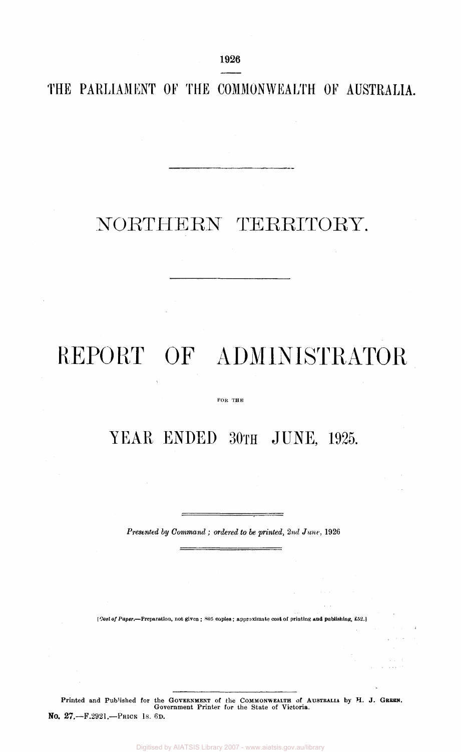1926

THE PARLIAMENT OF THE COMMONWEALTH OF AUSTRALIA.

# NORTHERN TERRITORY.

# REPORT OF ADMINISTRATOR

FOR THE

## YEAR ENDED 30TH JUNE, 1925.

*Presented by Command; ordered to be printed, 2nd June,* 1926

[*Cost of Paper.*—Preparation, not given; 805 copies; approximate cost of printing and publishing, £52.]

Printed and Published for the GOVERNMENT of the COMMONWEALTH of AUSTRALIA by H. J. GREEN, Government Printer for the State of Victoria.

No. 27.—F.2921.—PRICE 1s. 6D.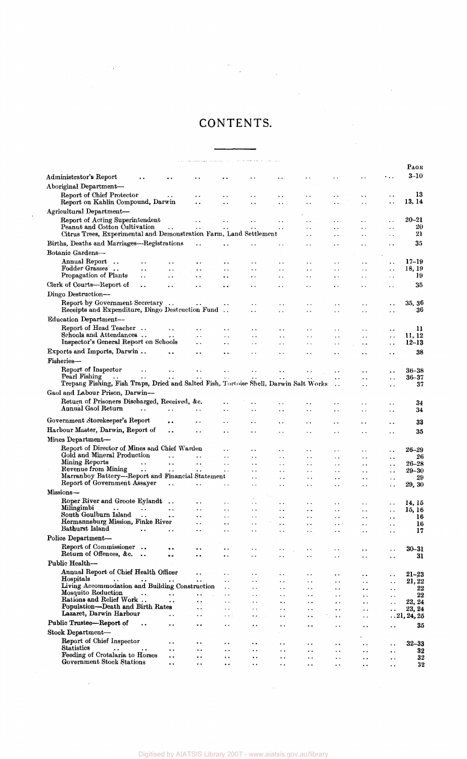# CONTENTS.

| | PAGE |
|---|---|
| Administrator's Report | 3–10 |
| **Aboriginal Department—** | |
| Report of Chief Protector | 13 |
| Report on Kahlin Compound, Darwin | 13, 14 |
| **Agricultural Department—** | |
| Report of Acting Superintendent | 20–21 |
| Peanut and Cotton Cultivation | 20 |
| Citrus Trees, Experimental and Demonstration Farm, Land Settlement | 21 |
| Births, Deaths and Marriages—Registrations | 35 |
| **Botanic Gardens—** | |
| Annual Report | 17–19 |
| Fodder Grasses | 18, 19 |
| Propagation of Plants | 19 |
| Clerk of Courts—Report of | 35 |
| **Dingo Destruction—** | |
| Report by Government Secretary | 35, 36 |
| Receipts and Expenditure, Dingo Destruction Fund | 36 |
| **Education Department—** | |
| Report of Head Teacher | 11 |
| Schools and Attendances | 11, 12 |
| Inspector's General Report on Schools | 12–13 |
| Exports and Imports, Darwin | 38 |
| **Fisheries—** | |
| Report of Inspector | 36–38 |
| Pearl Fishing | 36–37 |
| Trepang Fishing, Fish Traps, Dried and Salted Fish, Tortoise Shell, Darwin Salt Works | 37 |
| **Gaol and Labour Prison, Darwin—** | |
| Return of Prisoners Discharged, Received, &c. | 34 |
| Annual Gaol Return | 34 |
| Government Storekeeper's Report | 33 |
| Harbour Master, Darwin, Report of | 35 |
| **Mines Department—** | |
| Report of Director of Mines and Chief Warden | 26–29 |
| Gold and Mineral Production | 26 |
| Mining Reports | 26–28 |
| Revenue from Mining | 29–30 |
| Marranboy Battery—Report and Financial Statement | 29 |
| Report of Government Assayer | 29, 30 |
| **Missions—** | |
| Roper River and Groote Eylandt | 14, 15 |
| Milingimbi | 15, 16 |
| South Goulburn Island | 16 |
| Hermannsburg Mission, Finke River | 16 |
| Bathurst Island | 17 |
| **Police Department—** | |
| Report of Commissioner | 30–31 |
| Return of Offences, &c. | 31 |
| **Public Health—** | |
| Annual Report of Chief Health Officer | 21–23 |
| Hospitals | 21, 22 |
| Living Accommodation and Building Construction | 22 |
| Mosquito Reduction | 22 |
| Rations and Relief Work | 23, 24 |
| Population—Death and Birth Rates | 23, 24 |
| Lazaret, Darwin Harbour | 21, 24, 25 |
| Public Trustee—Report of | 35 |
| **Stock Department—** | |
| Report of Chief Inspector | 32–33 |
| Statistics | 32 |
| Feeding of Crotalaria to Horses | 32 |
| Government Stock Stations | 32 |

Digitised by AIATSIS Library 2007 - www.aiatsis.gov.au/library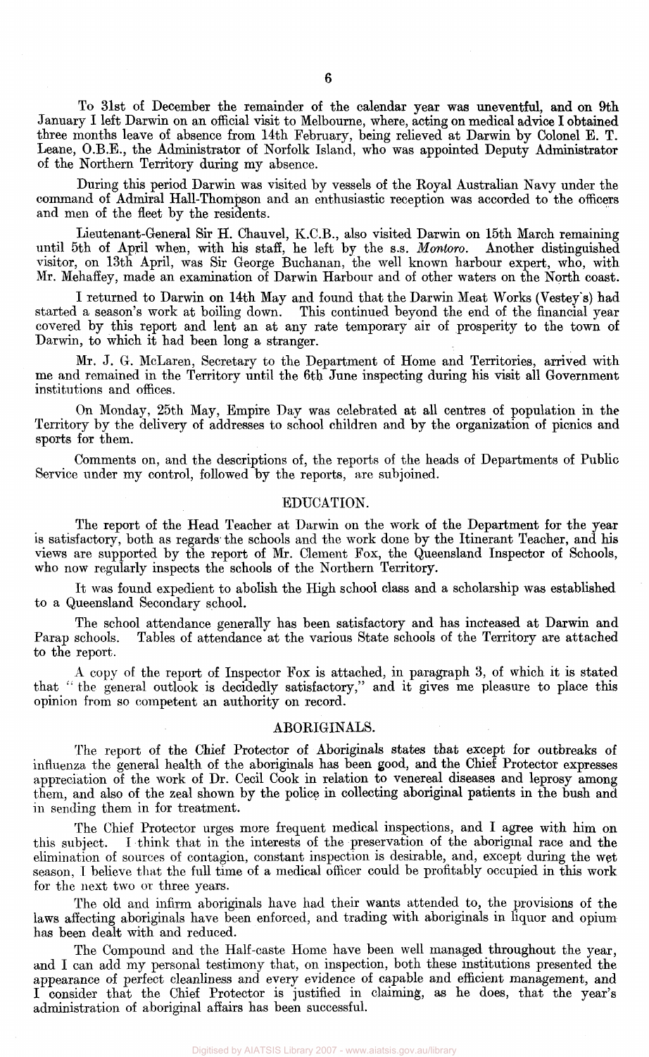To 31st of December the remainder of the calendar year was uneventful, and on 9th January I left Darwin on an official visit to Melbourne, where, acting on medical advice I obtained three months leave of absence from 14th February, being relieved at Darwin by Colonel E. T. Leane, O.B.E., the Administrator of Norfolk Island, who was appointed Deputy Administrator of the Northern Territory during my absence.

During this period Darwin was visited by vessels of the Royal Australian Navy under the command of Admiral Hall-Thompson and an enthusiastic reception was accorded to the officers and men of the fleet by the residents.

Lieutenant-General Sir H. Chauvel, K.C.B., also visited Darwin on 15th March remaining until 5th of April when, with his staff, he left by the s.s. *Montoro*. Another distinguished visitor, on 13th April, was Sir George Buchanan, the well known harbour expert, who, with Mr. Mehaffey, made an examination of Darwin Harbour and of other waters on the North coast.

I returned to Darwin on 14th May and found that the Darwin Meat Works (Vestey's) had started a season's work at boiling down. This continued beyond the end of the financial year covered by this report and lent an at any rate temporary air of prosperity to the town of Darwin, to which it had been long a stranger.

Mr. J. G. McLaren, Secretary to the Department of Home and Territories, arrived with me and remained in the Territory until the 6th June inspecting during his visit all Government institutions and offices.

On Monday, 25th May, Empire Day was celebrated at all centres of population in the Territory by the delivery of addresses to school children and by the organization of picnics and sports for them.

Comments on, and the descriptions of, the reports of the heads of Departments of Public Service under my control, followed by the reports, are subjoined.

## EDUCATION.

The report of the Head Teacher at Darwin on the work of the Department for the year is satisfactory, both as regards the schools and the work done by the Itinerant Teacher, and his views are supported by the report of Mr. Clement Fox, the Queensland Inspector of Schools, who now regularly inspects the schools of the Northern Territory.

It was found expedient to abolish the High school class and a scholarship was established to a Queensland Secondary school.

The school attendance generally has been satisfactory and has increased at Darwin and Parap schools. Tables of attendance at the various State schools of the Territory are attached to the report.

A copy of the report of Inspector Fox is attached, in paragraph 3, of which it is stated that "the general outlook is decidedly satisfactory," and it gives me pleasure to place this opinion from so competent an authority on record.

## ABORIGINALS.

The report of the Chief Protector of Aboriginals states that except for outbreaks of influenza the general health of the aboriginals has been good, and the Chief Protector expresses appreciation of the work of Dr. Cecil Cook in relation to venereal diseases and leprosy among them, and also of the zeal shown by the police in collecting aboriginal patients in the bush and in sending them in for treatment.

The Chief Protector urges more frequent medical inspections, and I agree with him on this subject. I think that in the interests of the preservation of the aboriginal race and the elimination of sources of contagion, constant inspection is desirable, and, except during the wet season, I believe that the full time of a medical officer could be profitably occupied in this work for the next two or three years.

The old and infirm aboriginals have had their wants attended to, the provisions of the laws affecting aboriginals have been enforced, and trading with aboriginals in liquor and opium has been dealt with and reduced.

The Compound and the Half-caste Home have been well managed throughout the year, and I can add my personal testimony that, on inspection, both these institutions presented the appearance of perfect cleanliness and every evidence of capable and efficient management, and I consider that the Chief Protector is justified in claiming, as he does, that the year's administration of aboriginal affairs has been successful.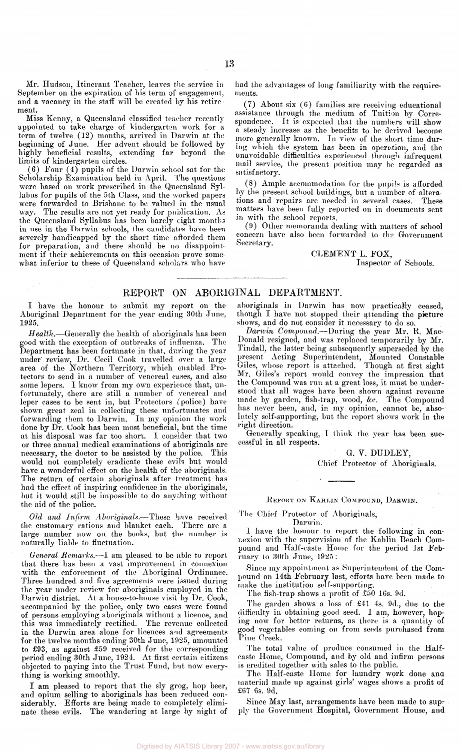Mr. Hudson, Itinerant Teacher, leaves the service in September on the expiration of his term of engagement, and a vacancy in the staff will be created by his retirement.

Miss Kenny, a Queensland classified teacher recently appointed to take charge of kindergarten work for a term of twelve (12) months, arrived in Darwin at the beginning of June. Her advent should be followed by highly beneficial results, extending far beyond the limits of kindergarten circles.

(6) Four (4) pupils of the Darwin school sat for the Scholarship Examination held in April. The questions were based on work prescribed in the Queensland Syllabus for pupils of the 5th Class, and the worked papers were forwarded to Brisbane to be valued in the usual way. The results are not yet ready for publication. As the Queensland Syllabus has been barely eight months in use in the Darwin schools, the candidates have been severely handicapped by the short time afforded them for preparation, and there should be no disappointment if their achievements on this occasion prove somewhat inferior to these of Queensland scholars who have had the advantages of long familiarity with the requirements.

(7) About six (6) families are receiving educational assistance through the medium of Tuition by Correspondence. It is expected that the numbers will show a steady increase as the benefits to be derived become more generally known. In view of the short time during which the system has been in operation, and the unavoidable difficulties experienced through infrequent mail service, the present position may be regarded as satisfactory.

(8) Ample accommodation for the pupils is afforded by the present school buildings, but a number of alterations and repairs are needed in several cases. These matters have been fully reported on in documents sent in with the school reports.

(9) Other memoranda dealing with matters of school concern have also been forwarded to the Government Secretary.

CLEMENT L. FOX,
Inspector of Schools.

## REPORT ON ABORIGINAL DEPARTMENT.

I have the honour to submit my report on the Aboriginal Department for the year ending 30th June, 1925.

*Health.*—Generally the health of aboriginals has been good with the exception of outbreaks of influenza. The Department has been fortunate in that, during the year under review, Dr. Cecil Cook travelled over a large area of the Northern Territory, which enabled Protectors to send in a number of venereal cases, and also some lepers. I know from my own experience that, unfortunately, there are still a number of venereal and leper cases to be sent in, but Protectors (police) have shown great zeal in collecting these unfortunates and forwarding them to Darwin. In my opinion the work done by Dr. Cook has been most beneficial, but the time at his disposal was far too short. I consider that two or three annual medical examinations of aboriginals are necessary, the doctor to be assisted by the police. This would not completely eradicate these evils but would have a wonderful effect on the health of the aboriginals. The return of certain aboriginals after treatment has had the effect of inspiring confidence in the aboriginals, but it would still be impossible to do anything without the aid of the police.

*Old and Infirm Aboriginals.*—These have received the customary rations and blanket each. There are a large number now on the books, but the number is naturally liable to fluctuation.

*General Remarks.*—I am pleased to be able to report that there has been a vast improvement in connexion with the enforcement of the Aboriginal Ordinance. Three hundred and five agreements were issued during the year under review for aboriginals employed in the Darwin district. At a house-to-house visit by Dr. Cook, accompanied by the police, only two cases were found of persons employing aboriginals without a licence, and this was immediately rectified. The revenue collected in the Darwin area alone for licences and agreements for the twelve months ending 30th June, 1925, amounted to £93, as against £59 received for the corresponding period ending 30th June, 1924. At first certain citizens objected to paying into the Trust Fund, but now everything is working smoothly.

I am pleased to report that the sly grog, hop beer, and opium selling to aboriginals has been reduced considerably. Efforts are being made to completely eliminate these evils. The wandering at large by night of aboriginals in Darwin has now practically ceased, though I have not stopped their attending the picture shows, and do not consider it necessary to do so.

*Darwin Compound.*—During the year Mr. R. MacDonald resigned, and was replaced temporarily by Mr. Tindall, the latter being subsequently superseded by the present Acting Superintendent, Mounted Constable Giles, whose report is attached. Though at first sight Mr. Giles's report would convey the impression that the Compound was run at a great loss, it must be understood that all wages have been shown against revenue made by garden, fish-trap, wood, &c. The Compound has never been, and, in my opinion, cannot be, absolutely self-supporting, but the report shows work in the right direction.

Generally speaking, I think the year has been successful in all respects.

G. V. DUDLEY,
Chief Protector of Aboriginals.

### REPORT ON KAHLIN COMPOUND, DARWIN.

The Chief Protector of Aboriginals,
Darwin.

I have the honour to report the following in connexion with the supervision of the Kahlin Beach Compound and Half-caste Home for the period 1st February to 30th June, 1925:—

Since my appointment as Superintendent of the Compound on 14th February last, efforts have been made to make the institution self-supporting.

The fish-trap shows a profit of £50 16s. 9d.

The garden shows a loss of £41 4s. 9d., due to the difficulty in obtaining good seed. I am, however, hoping now for better returns, as there is a quantity of good vegetables coming on from seeds purchased from Pine Creek.

The total value of produce consumed in the Half-caste Home, Compound, and by old and infirm persons is credited together with sales to the public.

The Half-caste Home for laundry work done and material made up against girls' wages shows a profit of £67 6s. 9d.

Since May last, arrangements have been made to supply the Government Hospital, Government House, and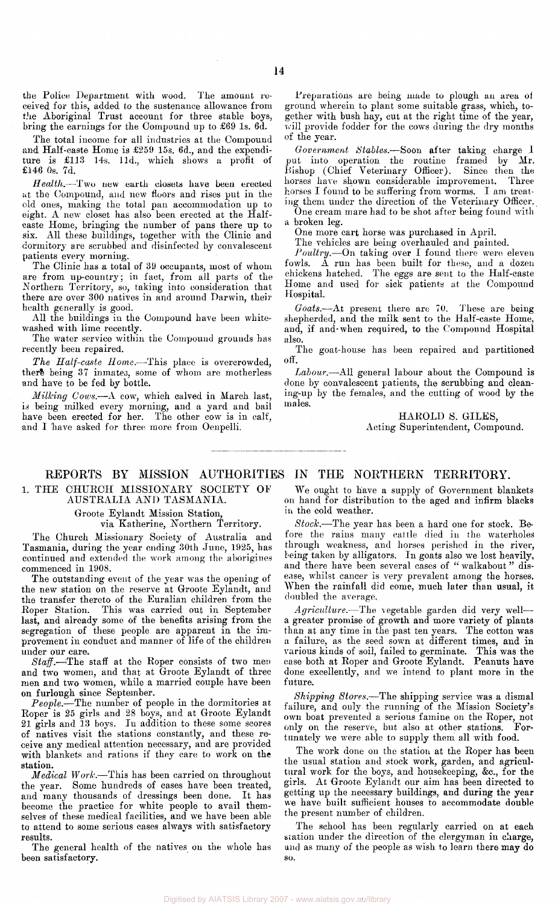the Police Department with wood. The amount received for this, added to the sustenance allowance from the Aboriginal Trust account for three stable boys, bring the earnings for the Compound up to £69 1s. 6d.

The total income for all industries at the Compound and Half-caste Home is £259 15s. 6d., and the expenditure is £113 14s. 11d., which shows a profit of £146 0s. 7d.

*Health.*—Two new earth closets have been erected at the Compound, and new floors and rises put in the old ones, making the total pan accommodation up to eight. A new closet has also been erected at the Half-caste Home, bringing the number of pans there up to six. All these buildings, together with the Clinic and dormitory are scrubbed and disinfected by convalescent patients every morning.

The Clinic has a total of 39 occupants, most of whom are from up-country; in fact, from all parts of the Northern Territory, so, taking into consideration that there are over 300 natives in and around Darwin, their health generally is good.

All the buildings in the Compound have been whitewashed with lime recently.

The water service within the Compound grounds has recently been repaired.

*The Half-caste Home.*—This place is overcrowded, there being 37 inmates, some of whom are motherless and have to be fed by bottle.

*Milking Cows.*—A cow, which calved in March last, is being milked every morning, and a yard and bail have been erected for her. The other cow is in calf, and I have asked for three more from Oenpelli.

Preparations are being made to plough an area of ground wherein to plant some suitable grass, which, together with bush hay, cut at the right time of the year, will provide fodder for the cows during the dry months of the year.

*Government Stables.*—Soon after taking charge I put into operation the routine framed by Mr. Bishop (Chief Veterinary Officer). Since then the horses have shown considerable improvement. Three horses I found to be suffering from worms. I am treating them under the direction of the Veterinary Officer.

One cream mare had to be shot after being found with a broken leg.

One more cart horse was purchased in April.

The vehicles are being overhauled and painted.

*Poultry.*—On taking over I found there were eleven fowls. A run has been built for these, and a dozen chickens hatched. The eggs are sent to the Half-caste Home and used for sick patients at the Compound Hospital.

*Goats.*—At present there are 70. These are being shepherded, and the milk sent to the Half-caste Home, and, if and when required, to the Compound Hospital also.

The goat-house has been repaired and partitioned off.

*Labour.*—All general labour about the Compound is done by convalescent patients, the scrubbing and cleaning-up by the females, and the cutting of wood by the males.

HAROLD S. GILES,
Acting Superintendent, Compound.

## REPORTS BY MISSION AUTHORITIES IN THE NORTHERN TERRITORY.

### 1. THE CHURCH MISSIONARY SOCIETY OF AUSTRALIA AND TASMANIA.

Groote Eylandt Mission Station,
via Katherine, Northern Territory.

The Church Missionary Society of Australia and Tasmania, during the year ending 30th June, 1925, has continued and extended the work among the aborigines commenced in 1908.

The outstanding event of the year was the opening of the new station on the reserve at Groote Eylandt, and the transfer thereto of the Euralian children from the Roper Station. This was carried out in September last, and already some of the benefits arising from the segregation of these people are apparent in the improvement in conduct and manner of life of the children under our care.

*Staff.*—The staff at the Roper consists of two men and two women, and that at Groote Eylandt of three men and two women, while a married couple have been on furlough since September.

*People.*—The number of people in the dormitories at Roper is 25 girls and 28 boys, and at Groote Eylandt 21 girls and 13 boys. In addition to these some scores of natives visit the stations constantly, and these receive any medical attention necessary, and are provided with blankets and rations if they care to work on the station.

*Medical Work.*—This has been carried on throughout the year. Some hundreds of cases have been treated, and many thousands of dressings been done. It has become the practice for white people to avail themselves of these medical facilities, and we have been able to attend to some serious cases always with satisfactory results.

The general health of the natives on the whole has been satisfactory.

We ought to have a supply of Government blankets on hand for distribution to the aged and infirm blacks in the cold weather.

*Stock.*—The year has been a hard one for stock. Before the rains many cattle died in the waterholes through weakness, and horses perished in the river, being taken by alligators. In goats also we lost heavily, and there have been several cases of "walkabout" disease, whilst cancer is very prevalent among the horses. When the rainfall did come, much later than usual, it doubled the average.

*Agriculture.*—The vegetable garden did very well—a greater promise of growth and more variety of plants than at any time in the past ten years. The cotton was a failure, as the seed sown at different times, and in various kinds of soil, failed to germinate. This was the case both at Roper and Groote Eylandt. Peanuts have done excellently, and we intend to plant more in the future.

*Shipping Stores.*—The shipping service was a dismal failure, and only the running of the Mission Society's own boat prevented a serious famine on the Roper, not only on the reserve, but also at other stations. Fortunately we were able to supply them all with food.

The work done on the station at the Roper has been the usual station and stock work, garden, and agricultural work for the boys, and housekeeping, &c., for the girls. At Groote Eylandt our aim has been directed to getting up the necessary buildings, and during the year we have built sufficient houses to accommodate double the present number of children.

The school has been regularly carried on at each station under the direction of the clergyman in charge, and as many of the people as wish to learn there may do so.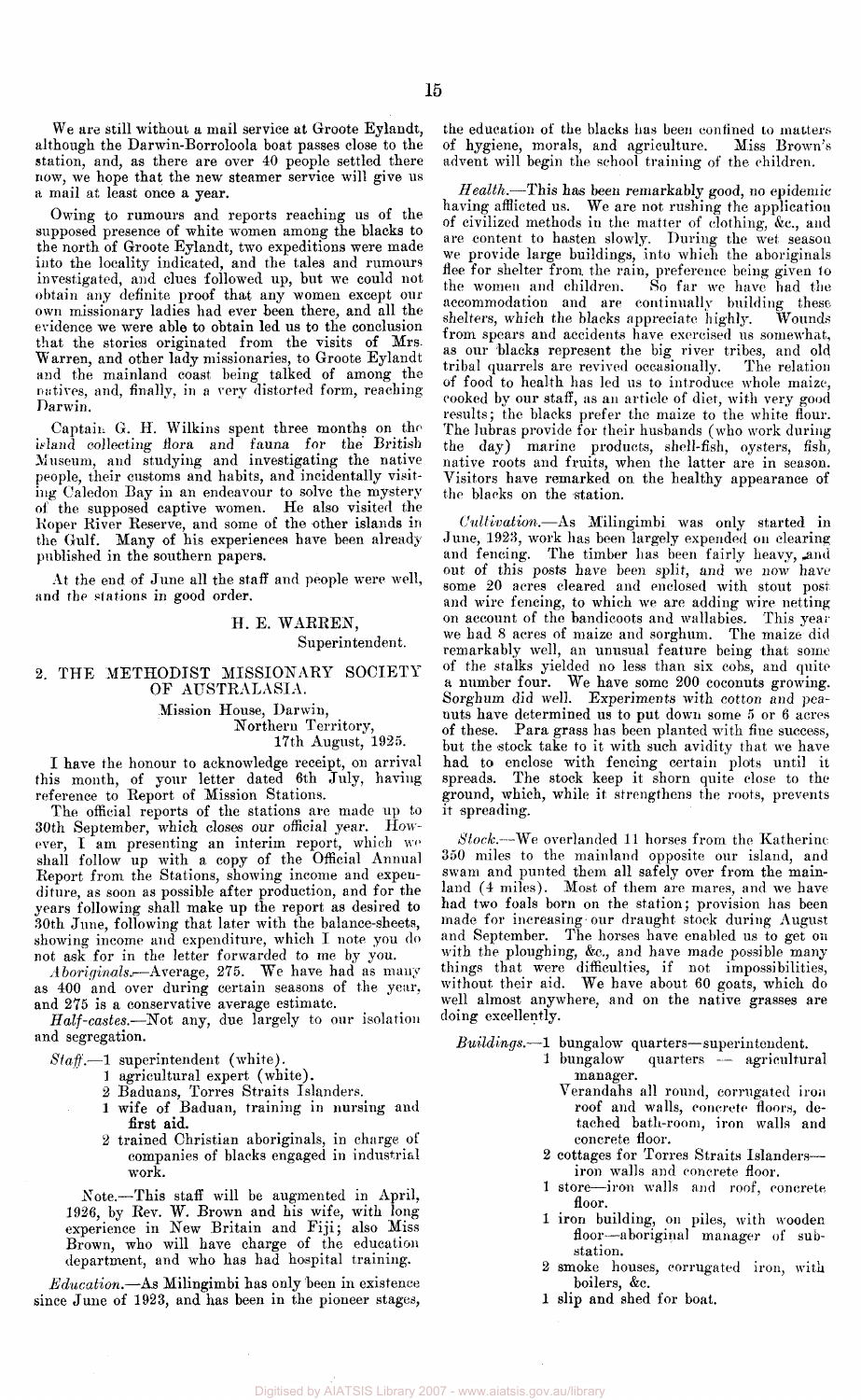We are still without a mail service at Groote Eylandt, although the Darwin-Borroloola boat passes close to the station, and, as there are over 40 people settled there now, we hope that the new steamer service will give us a mail at least once a year.

Owing to rumours and reports reaching us of the supposed presence of white women among the blacks to the north of Groote Eylandt, two expeditions were made into the locality indicated, and the tales and rumours investigated, and clues followed up, but we could not obtain any definite proof that any women except our own missionary ladies had ever been there, and all the evidence we were able to obtain led us to the conclusion that the stories originated from the visits of Mrs. Warren, and other lady missionaries, to Groote Eylandt and the mainland coast being talked of among the natives, and, finally, in a very distorted form, reaching Darwin.

Captain G. H. Wilkins spent three months on the island collecting flora and fauna for the British Museum, and studying and investigating the native people, their customs and habits, and incidentally visiting Caledon Bay in an endeavour to solve the mystery of the supposed captive women. He also visited the Roper River Reserve, and some of the other islands in the Gulf. Many of his experiences have been already published in the southern papers.

At the end of June all the staff and people were well, and the stations in good order.

H. E. WARREN,
Superintendent.

## 2. THE METHODIST MISSIONARY SOCIETY OF AUSTRALASIA.

Mission House, Darwin,
Northern Territory,
17th August, 1925.

I have the honour to acknowledge receipt, on arrival this month, of your letter dated 6th July, having reference to Report of Mission Stations.

The official reports of the stations are made up to 30th September, which closes our official year. However, I am presenting an interim report, which we shall follow up with a copy of the Official Annual Report from the Stations, showing income and expenditure, as soon as possible after production, and for the years following shall make up the report as desired to 30th June, following that later with the balance-sheets, showing income and expenditure, which I note you do not ask for in the letter forwarded to me by you.

*Aboriginals*.—Average, 275. We have had as many as 400 and over during certain seasons of the year, and 275 is a conservative average estimate.

*Half-castes*.—Not any, due largely to our isolation and segregation.

*Staff*.—1 superintendent (white).
- 1 agricultural expert (white).
- 2 Baduans, Torres Straits Islanders.
- 1 wife of Baduan, training in nursing and first aid.
- 2 trained Christian aboriginals, in charge of companies of blacks engaged in industrial work.

Note.—This staff will be augmented in April, 1926, by Rev. W. Brown and his wife, with long experience in New Britain and Fiji; also Miss Brown, who will have charge of the education department, and who has had hospital training.

*Education*.—As Milingimbi has only been in existence since June of 1923, and has been in the pioneer stages, the education of the blacks has been confined to matters of hygiene, morals, and agriculture. Miss Brown's advent will begin the school training of the children.

*Health*.—This has been remarkably good, no epidemic having afflicted us. We are not rushing the application of civilized methods in the matter of clothing, &c., and are content to hasten slowly. During the wet season we provide large buildings, into which the aboriginals flee for shelter from the rain, preference being given to the women and children. So far we have had the accommodation and are continually building these shelters, which the blacks appreciate highly. Wounds from spears and accidents have exercised us somewhat, as our blacks represent the big river tribes, and old tribal quarrels are revived occasionally. The relation of food to health has led us to introduce whole maize, cooked by our staff, as an article of diet, with very good results; the blacks prefer the maize to the white flour. The lubras provide for their husbands (who work during the day) marine products, shell-fish, oysters, fish, native roots and fruits, when the latter are in season. Visitors have remarked on the healthy appearance of the blacks on the station.

*Cultivation*.—As Milingimbi was only started in June, 1923, work has been largely expended on clearing and fencing. The timber has been fairly heavy, and out of this posts have been split, and we now have some 20 acres cleared and enclosed with stout post and wire fencing, to which we are adding wire netting on account of the bandicoots and wallabies. This year we had 8 acres of maize and sorghum. The maize did remarkably well, an unusual feature being that some of the stalks yielded no less than six cobs, and quite a number four. We have some 200 coconuts growing. Sorghum did well. Experiments with cotton and peanuts have determined us to put down some 5 or 6 acres of these. Para grass has been planted with fine success, but the stock take to it with such avidity that we have had to enclose with fencing certain plots until it spreads. The stock keep it shorn quite close to the ground, which, while it strengthens the roots, prevents it spreading.

*Stock*.—We overlanded 11 horses from the Katherine 350 miles to the mainland opposite our island, and swam and punted them all safely over from the mainland (4 miles). Most of them are mares, and we have had two foals born on the station; provision has been made for increasing our draught stock during August and September. The horses have enabled us to get on with the ploughing, &c., and have made possible many things that were difficulties, if not impossibilities, without their aid. We have about 60 goats, which do well almost anywhere, and on the native grasses are doing excellently.

*Buildings*.—1 bungalow quarters—superintendent.
- 1 bungalow quarters — agricultural manager.
  Verandahs all round, corrugated iron roof and walls, concrete floors, detached bath-room, iron walls and concrete floor.
- 2 cottages for Torres Straits Islanders—iron walls and concrete floor.
- 1 store—iron walls and roof, concrete floor.
- 1 iron building, on piles, with wooden floor—aboriginal manager of sub-station.
- 2 smoke houses, corrugated iron, with boilers, &c.
- 1 slip and shed for boat.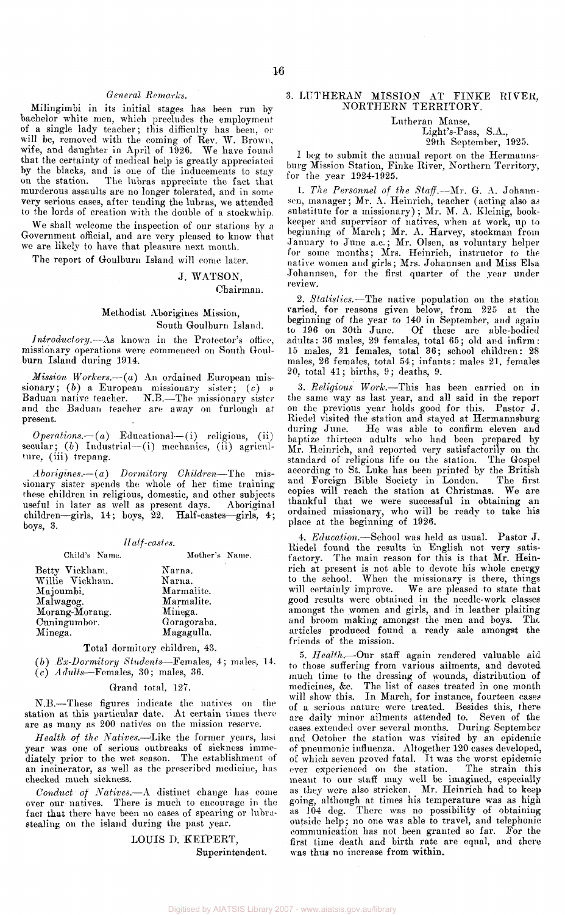### *General Remarks.*

Milingimbi in its initial stages has been run by bachelor white men, which precludes the employment of a single lady teacher; this difficulty has been, or will be, removed with the coming of Rev. W. Brown, wife, and daughter in April of 1926. We have found that the certainty of medical help is greatly appreciated by the blacks, and is one of the inducements to stay on the station. The lubras appreciate the fact that murderous assaults are no longer tolerated, and in some very serious cases, after tending the lubras, we attended to the lords of creation with the double of a stockwhip.

We shall welcome the inspection of our stations by a Government official, and are very pleased to know that we are likely to have that pleasure next month.

The report of Goulburn Island will come later.

J. WATSON,
Chairman.

## Methodist Aborigines Mission, South Goulburn Island.

*Introductory.*—As known in the Protector's office, missionary operations were commenced on South Goulburn Island during 1914.

*Mission Workers.*—(*a*) An ordained European missionary; (*b*) a European missionary sister; (*c*) a Baduan native teacher. N.B.—The missionary sister and the Baduan teacher are away on furlough at present.

*Operations.*—(*a*) Educational—(i) religious, (ii) secular; (*b*) Industrial—(i) mechanics, (ii) agriculture, (iii) trepang.

*Aborigines.*—(*a*) *Dormitory Children*—The missionary sister spends the whole of her time training these children in religious, domestic, and other subjects useful in later as well as present days. Aboriginal children—girls, 14; boys, 22. Half-castes—girls, 4; boys, 3.

*Half-castes.*

| Child's Name. | Mother's Name. |
|---|---|
| Betty Vickham. | Narna. |
| Willie Vickham. | Narna. |
| Majoumbi. | Marmalite. |
| Malwagog. | Marmalite. |
| Morang-Morang. | Minega. |
| Cuningumbor. | Goragoraba. |
| Minega. | Magagulla. |

Total dormitory children, 43.

(*b*) *Ex-Dormitory Students*—Females, 4; males, 14.
(*c*) *Adults*—Females, 30; males, 36.

Grand total, 127.

N.B.—These figures indicate the natives on the station at this particular date. At certain times there are as many as 200 natives on the mission reserve.

*Health of the Natives.*—Like the former years, last year was one of serious outbreaks of sickness immediately prior to the wet season. The establishment of an incinerator, as well as the prescribed medicine, has checked much sickness.

*Conduct of Natives.*—A distinct change has come over our natives. There is much to encourage in the fact that there have been no cases of spearing or lubra-stealing on the island during the past year.

LOUIS D. KEIPERT,
Superintendent.

## 3. LUTHERAN MISSION AT FINKE RIVER, NORTHERN TERRITORY.

Lutheran Manse,
Light's-Pass, S.A.,
29th September, 1925.

I beg to submit the annual report on the Hermannsburg Mission Station, Finke River, Northern Territory, for the year 1924-1925.

1. *The Personnel of the Staff.*—Mr. G. A. Johannsen, manager; Mr. A. Heinrich, teacher (acting also as substitute for a missionary); Mr. M. A. Kleinig, bookkeeper and supervisor of natives, when at work, up to beginning of March; Mr. A. Harvey, stockman from January to June a.c.; Mr. Olsen, as voluntary helper for some months; Mrs. Heinrich, instructor to the native women and girls; Mrs. Johannsen and Miss Elsa Johannsen, for the first quarter of the year under review.

2. *Statistics.*—The native population on the station varied, for reasons given below, from 225 at the beginning of the year to 140 in September, and again to 196 on 30th June. Of these are able-bodied adults: 36 males, 29 females, total 65; old and infirm: 15 males, 21 females, total 36; school children: 28 males, 26 females, total 54; infants: males 21, females 20, total 41; births, 9; deaths, 9.

3. *Religious Work.*—This has been carried on in the same way as last year, and all said in the report on the previous year holds good for this. Pastor J. Riedel visited the station and stayed at Hermannsburg during June. He was able to confirm eleven and baptize thirteen adults who had been prepared by Mr. Heinrich, and reported very satisfactorily on the standard of religious life on the station. The Gospel according to St. Luke has been printed by the British and Foreign Bible Society in London. The first copies will reach the station at Christmas. We are thankful that we were successful in obtaining an ordained missionary, who will be ready to take his place at the beginning of 1926.

4. *Education.*—School was held as usual. Pastor J. Riedel found the results in English not very satisfactory. The main reason for this is that Mr. Heinrich at present is not able to devote his whole energy to the school. When the missionary is there, things will certainly improve. We are pleased to state that good results were obtained in the needle-work classes amongst the women and girls, and in leather plaiting and broom making amongst the men and boys. The articles produced found a ready sale amongst the friends of the mission.

5. *Health.*—Our staff again rendered valuable aid to those suffering from various ailments, and devoted much time to the dressing of wounds, distribution of medicines, &c. The list of cases treated in one month will show this. In March, for instance, fourteen cases of a serious nature were treated. Besides this, there are daily minor ailments attended to. Seven of the cases extended over several months. During September and October the station was visited by an epidemic of pneumonic influenza. Altogether 120 cases developed, of which seven proved fatal. It was the worst epidemic ever experienced on the station. The strain this meant to our staff may well be imagined, especially as they were also stricken. Mr. Heinrich had to keep going, although at times his temperature was as high as 104 deg. There was no possibility of obtaining outside help; no one was able to travel, and telephonic communication has not been granted so far. For the first time death and birth rate are equal, and there was thus no increase from within.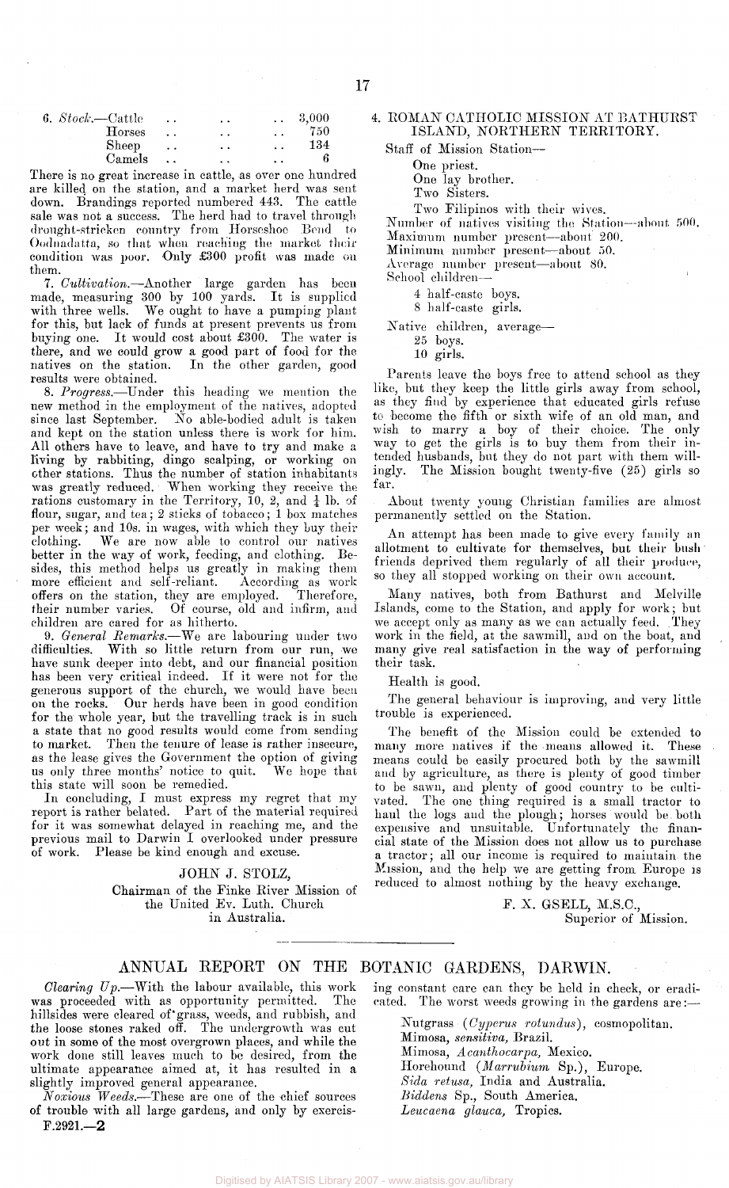6. *Stock*.—

| | |
|---|---|
| Cattle | 3,000 |
| Horses | 750 |
| Sheep | 134 |
| Camels | 6 |

There is no great increase in cattle, as over one hundred are killed on the station, and a market herd was sent down. Brandings reported numbered 443. The cattle sale was not a success. The herd had to travel through drought-stricken country from Horseshoe Bend to Oodnadatta, so that when reaching the market their condition was poor. Only £300 profit was made on them.

7. *Cultivation*.—Another large garden has been made, measuring 300 by 100 yards. It is supplied with three wells. We ought to have a pumping plant for this, but lack of funds at present prevents us from buying one. It would cost about £300. The water is there, and we could grow a good part of food for the natives on the station. In the other garden, good results were obtained.

8. *Progress*.—Under this heading we mention the new method in the employment of the natives, adopted since last September. No able-bodied adult is taken and kept on the station unless there is work for him. All others have to leave, and have to try and make a living by rabbiting, dingo scalping, or working on other stations. Thus the number of station inhabitants was greatly reduced. When working they receive the rations customary in the Territory, 10, 2, and ¼ lb. of flour, sugar, and tea; 2 sticks of tobacco; 1 box matches per week; and 10s. in wages, with which they buy their clothing. We are now able to control our natives better in the way of work, feeding, and clothing. Besides, this method helps us greatly in making them more efficient and self-reliant. According as work offers on the station, they are employed. Therefore, their number varies. Of course, old and infirm, and children are cared for as hitherto.

9. *General Remarks*.—We are labouring under two difficulties. With so little return from our run, we have sunk deeper into debt, and our financial position has been very critical indeed. If it were not for the generous support of the church, we would have been on the rocks. Our herds have been in good condition for the whole year, but the travelling track is in such a state that no good results would come from sending to market. Then the tenure of lease is rather insecure, as the lease gives the Government the option of giving us only three months' notice to quit. We hope that this state will soon be remedied.

In concluding, I must express my regret that my report is rather belated. Part of the material required for it was somewhat delayed in reaching me, and the previous mail to Darwin I overlooked under pressure of work. Please be kind enough and excuse.

JOHN J. STOLZ,
Chairman of the Finke River Mission of the United Ev. Luth. Church in Australia.

## 4. ROMAN CATHOLIC MISSION AT BATHURST ISLAND, NORTHERN TERRITORY.

Staff of Mission Station—

- One priest.
- One lay brother.
- Two Sisters.
- Two Filipinos with their wives.

Number of natives visiting the Station—about 500.
Maximum number present—about 200.
Minimum number present—about 50.
Average number present—about 80.
School children—

- 4 half-caste boys.
- 8 half-caste girls.

Native children, average—

- 25 boys.
- 10 girls.

Parents leave the boys free to attend school as they like, but they keep the little girls away from school, as they find by experience that educated girls refuse to become the fifth or sixth wife of an old man, and wish to marry a boy of their choice. The only way to get the girls is to buy them from their intended husbands, but they do not part with them willingly. The Mission bought twenty-five (25) girls so far.

About twenty young Christian families are almost permanently settled on the Station.

An attempt has been made to give every family an allotment to cultivate for themselves, but their bush friends deprived them regularly of all their produce, so they all stopped working on their own account.

Many natives, both from Bathurst and Melville Islands, come to the Station, and apply for work; but we accept only as many as we can actually feed. They work in the field, at the sawmill, and on the boat, and many give real satisfaction in the way of performing their task.

Health is good.

The general behaviour is improving, and very little trouble is experienced.

The benefit of the Mission could be extended to many more natives if the means allowed it. These means could be easily procured both by the sawmill and by agriculture, as there is plenty of good timber to be sawn, and plenty of good country to be cultivated. The one thing required is a small tractor to haul the logs and the plough; horses would be both expensive and unsuitable. Unfortunately the financial state of the Mission does not allow us to purchase a tractor; all our income is required to maintain the Mission, and the help we are getting from Europe is reduced to almost nothing by the heavy exchange.

F. X. GSELL, M.S.C.,
Superior of Mission.

# ANNUAL REPORT ON THE BOTANIC GARDENS, DARWIN.

*Clearing Up*.—With the labour available, this work was proceeded with as opportunity permitted. The hillsides were cleared of grass, weeds, and rubbish, and the loose stones raked off. The undergrowth was cut out in some of the most overgrown places, and while the work done still leaves much to be desired, from the ultimate appearance aimed at, it has resulted in a slightly improved general appearance.

*Noxious Weeds*.—These are one of the chief sources of trouble with all large gardens, and only by exercising constant care can they be held in check, or eradicated. The worst weeds growing in the gardens are:—

- Nutgrass (*Cyperus rotundus*), cosmopolitan.
- Mimosa, *sensitiva*, Brazil.
- Mimosa, *Acanthocarpa*, Mexico.
- Horehound (*Marrubium* Sp.), Europe.
- *Sida retusa*, India and Australia.
- *Biddens* Sp., South America.
- *Leucaena glauca*, Tropics.

F.2921.—2